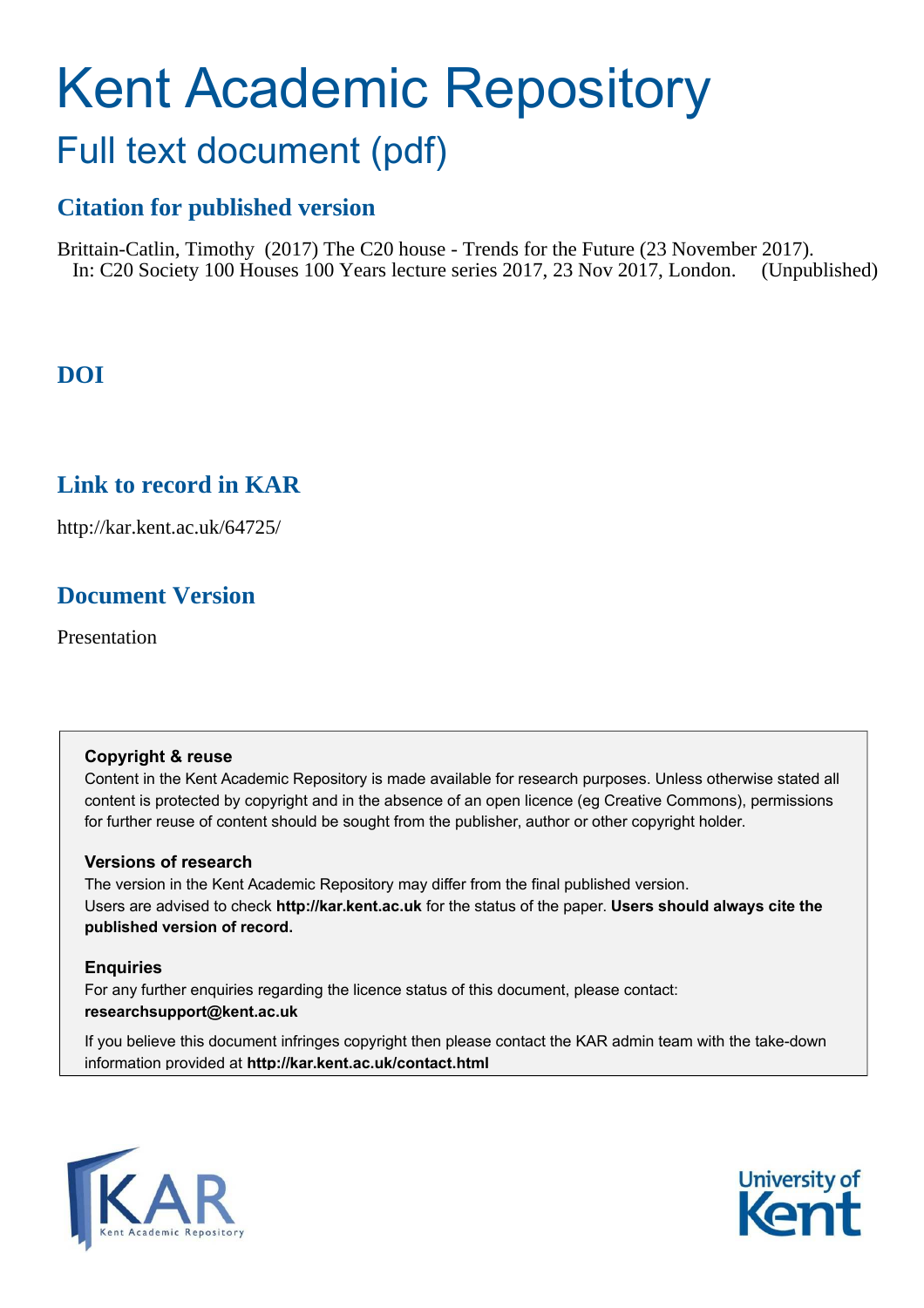# Kent Academic Repository

## Full text document (pdf)

### Citation for published version

Brittain-Catlin, Timothy (2017) The C20 house - Trends for the Future (23 November 2017). In: C20 Society 100 Houses 100 Years lecture series 2017, 23 Nov 2017, London. (Unpublished)

### DOI

### Link to record in KAR

http://kar.kent.ac.uk/64725/

### Document Version

Presentation

**Copyright & reuse**

Content in the Kent Academic Repository is made available for research purposes. Unless otherwise stated all content is protected by copyright and in the absence of an open licence (eg Creative Commons), permissions for further reuse of content should be sought from the publisher, author or other copyright holder.

**Versions of research**

The version in the Kent Academic Repository may differ from the final published version. Users are advised to check **http://kar.kent.ac.uk** for the status of the paper. **Users should always cite the published version of record.**

**Enquiries**

For any further enquiries regarding the licence status of this document, please contact: **researchsupport@kent.ac.uk**

If you believe this document infringes copyright then please contact the KAR admin team with the take-down information provided at **http://kar.kent.ac.uk/contact.html**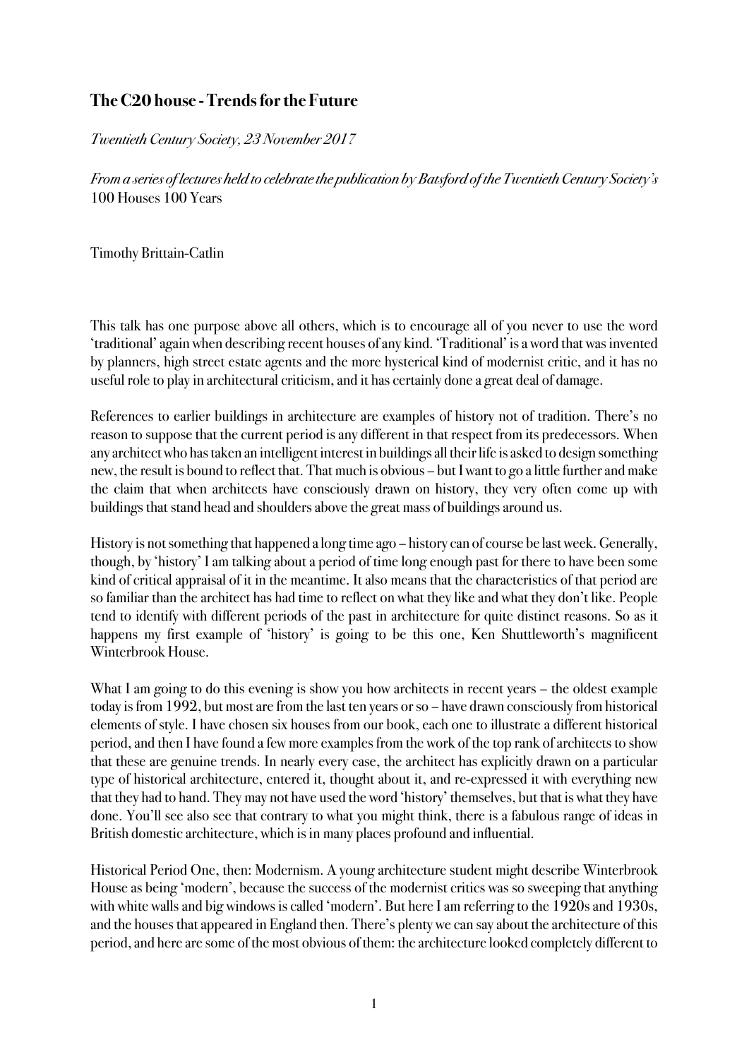## The C20 house - Trends for the Future

*Twentieth Century Society, 23 November 2017*

*From a series of lectures held to celebrate the publication by Batsford of the Twentieth Century Society's* 100 Houses 100 Years

Timothy Brittain-Catlin

This talk has one purpose above all others, which is to encourage all of you never to use the word 'traditional' again when describing recent houses of any kind. 'Traditional' is a word that was invented by planners, high street estate agents and the more hysterical kind of modernist critic, and it has no useful role to play in architectural criticism, and it has certainly done a great deal of damage.

References to earlier buildings in architecture are examples of history not of tradition. There's no reason to suppose that the current period is any different in that respect from its predecessors. When any architect who has taken an intelligent interest in buildings all their life is asked to design something new, the result is bound to reflect that. That much is obvious – but I want to go a little further and make the claim that when architects have consciously drawn on history, they very often come up with buildings that stand head and shoulders above the great mass of buildings around us.

History is not something that happened a long time ago – history can of course be last week. Generally, though, by 'history' I am talking about a period of time long enough past for there to have been some kind of critical appraisal of it in the meantime. It also means that the characteristics of that period are so familiar than the architect has had time to reflect on what they like and what they don't like. People tend to identify with different periods of the past in architecture for quite distinct reasons. So as it happens my first example of 'history' is going to be this one, Ken Shuttleworth's magnificent Winterbrook House.

What I am going to do this evening is show you how architects in recent years – the oldest example today is from 1992, but most are from the last ten years or so – have drawn consciously from historical elements of style. I have chosen six houses from our book, each one to illustrate a different historical period, and then I have found a few more examples from the work of the top rank of architects to show that these are genuine trends. In nearly every case, the architect has explicitly drawn on a particular type of historical architecture, entered it, thought about it, and re-expressed it with everything new that they had to hand. They may not have used the word 'history' themselves, but that is what they have done. You'll see also see that contrary to what you might think, there is a fabulous range of ideas in British domestic architecture, which is in many places profound and influential.

Historical Period One, then: Modernism. A young architecture student might describe Winterbrook House as being 'modern', because the success of the modernist critics was so sweeping that anything with white walls and big windows is called 'modern'. But here I am referring to the 1920s and 1930s, and the houses that appeared in England then. There's plenty we can say about the architecture of this period, and here are some of the most obvious of them: the architecture looked completely different to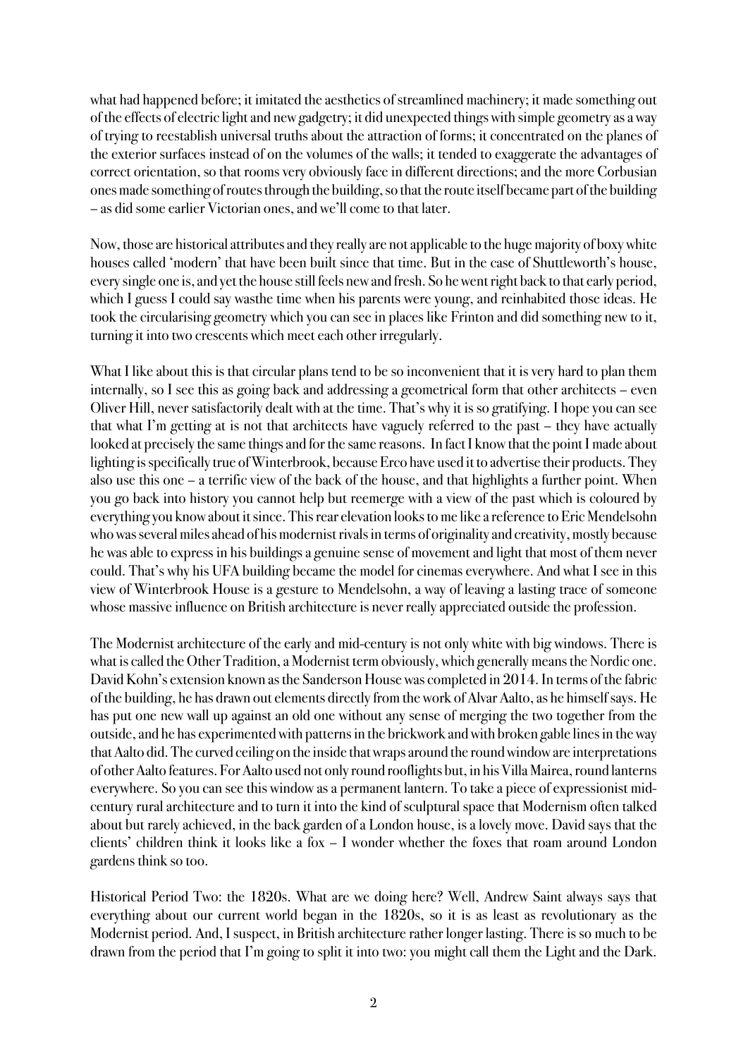what had happened before; it imitated the aesthetics of streamlined machinery; it made something out of the effects of electric light and new gadgetry; it did unexpected things with simple geometry as a way of trying to reestablish universal truths about the attraction of forms; it concentrated on the planes of the exterior surfaces instead of on the volumes of the walls; it tended to exaggerate the advantages of correct orientation, so that rooms very obviously face in different directions; and the more Corbusian ones made something of routes through the building, so that the route itself became part of the building – as did some earlier Victorian ones, and we'll come to that later.

Now, those are historical attributes and they really are not applicable to the huge majority of boxy white houses called 'modern' that have been built since that time. But in the case of Shuttleworth's house, every single one is, and yet the house still feels new and fresh. So he went right back to that early period, which I guess I could say wasthe time when his parents were young, and reinhabited those ideas. He took the circularising geometry which you can see in places like Frinton and did something new to it, turning it into two crescents which meet each other irregularly.

What I like about this is that circular plans tend to be so inconvenient that it is very hard to plan them internally, so I see this as going back and addressing a geometrical form that other architects – even Oliver Hill, never satisfactorily dealt with at the time. That's why it is so gratifying. I hope you can see that what I'm getting at is not that architects have vaguely referred to the past – they have actually looked at precisely the same things and for the same reasons. In fact I know that the point I made about lighting is specifically true of Winterbrook, because Erco have used it to advertise their products. They also use this one – a terrific view of the back of the house, and that highlights a further point. When you go back into history you cannot help but reemerge with a view of the past which is coloured by everything you know about it since. This rear elevation looks to me like a reference to Eric Mendelsohn who was several miles ahead of his modernist rivals in terms of originality and creativity, mostly because he was able to express in his buildings a genuine sense of movement and light that most of them never could. That's why his UFA building became the model for cinemas everywhere. And what I see in this view of Winterbrook House is a gesture to Mendelsohn, a way of leaving a lasting trace of someone whose massive influence on British architecture is never really appreciated outside the profession.

The Modernist architecture of the early and mid-century is not only white with big windows. There is what is called the Other Tradition, a Modernist term obviously, which generally means the Nordic one. David Kohn's extension known as the Sanderson House was completed in 2014. In terms of the fabric of the building, he has drawn out elements directly from the work of Alvar Aalto, as he himself says. He has put one new wall up against an old one without any sense of merging the two together from the outside, and he has experimented with patterns in the brickwork and with broken gable lines in the way that Aalto did. The curved ceiling on the inside that wraps around the round window are interpretations of other Aalto features. For Aalto used not only round rooflights but, in his Villa Mairea, round lanterns everywhere. So you can see this window as a permanent lantern. To take a piece of expressionist mid-century rural architecture and to turn it into the kind of sculptural space that Modernism often talked about but rarely achieved, in the back garden of a London house, is a lovely move. David says that the clients' children think it looks like a fox – I wonder whether the foxes that roam around London gardens think so too.

Historical Period Two: the 1820s. What are we doing here? Well, Andrew Saint always says that everything about our current world began in the 1820s, so it is as least as revolutionary as the Modernist period. And, I suspect, in British architecture rather longer lasting. There is so much to be drawn from the period that I'm going to split it into two: you might call them the Light and the Dark.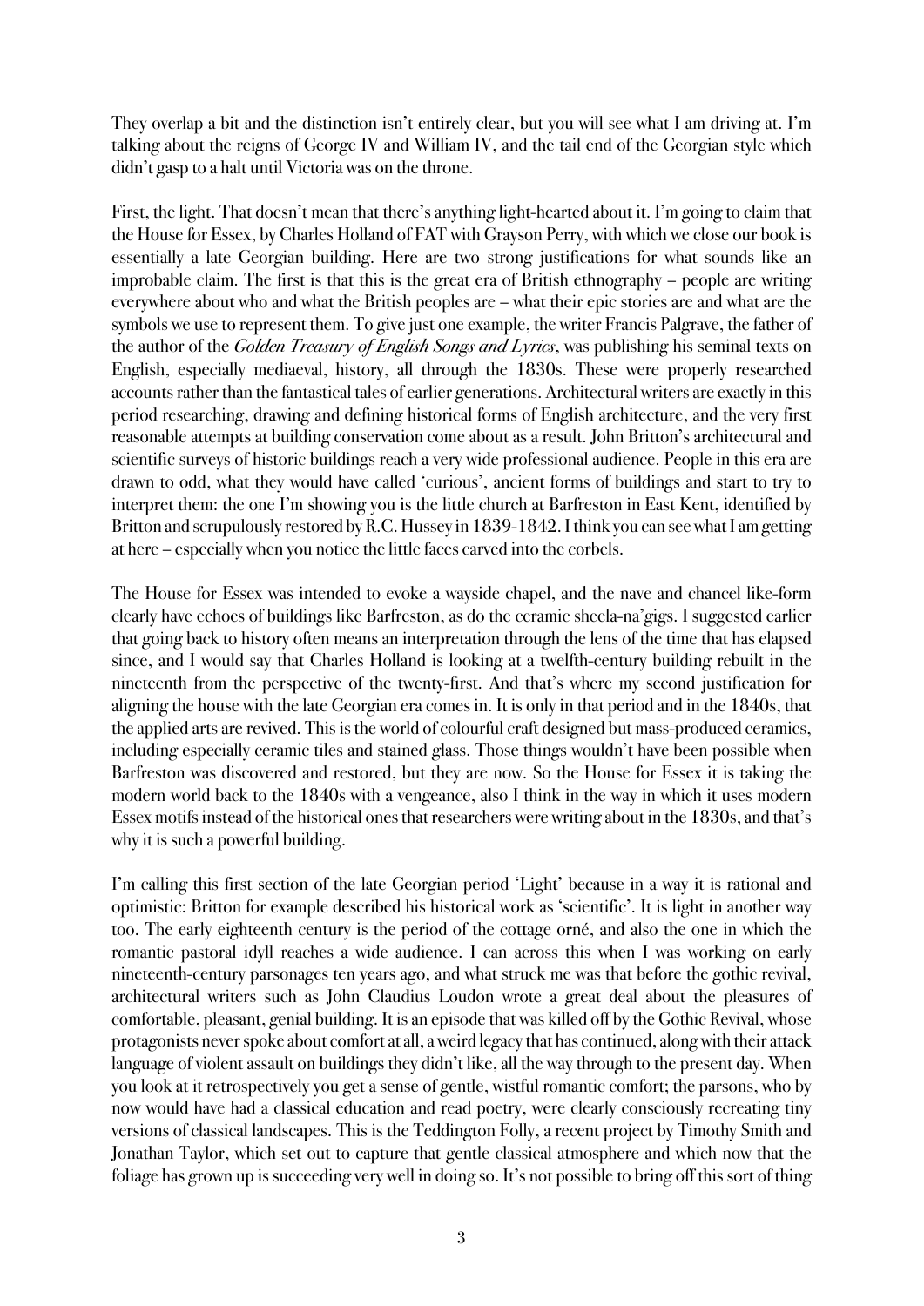They overlap a bit and the distinction isn't entirely clear, but you will see what I am driving at. I'm talking about the reigns of George IV and William IV, and the tail end of the Georgian style which didn't gasp to a halt until Victoria was on the throne.

First, the light. That doesn't mean that there's anything light-hearted about it. I'm going to claim that the House for Essex, by Charles Holland of FAT with Grayson Perry, with which we close our book is essentially a late Georgian building. Here are two strong justifications for what sounds like an improbable claim. The first is that this is the great era of British ethnography – people are writing everywhere about who and what the British peoples are – what their epic stories are and what are the symbols we use to represent them. To give just one example, the writer Francis Palgrave, the father of the author of the *Golden Treasury of English Songs and Lyrics*, was publishing his seminal texts on English, especially mediaeval, history, all through the 1830s. These were properly researched accounts rather than the fantastical tales of earlier generations. Architectural writers are exactly in this period researching, drawing and defining historical forms of English architecture, and the very first reasonable attempts at building conservation come about as a result. John Britton's architectural and scientific surveys of historic buildings reach a very wide professional audience. People in this era are drawn to odd, what they would have called 'curious', ancient forms of buildings and start to try to interpret them: the one I'm showing you is the little church at Barfreston in East Kent, identified by Britton and scrupulously restored by R.C. Hussey in 1839-1842. I think you can see what I am getting at here – especially when you notice the little faces carved into the corbels.

The House for Essex was intended to evoke a wayside chapel, and the nave and chancel like-form clearly have echoes of buildings like Barfreston, as do the ceramic sheela-na'gigs. I suggested earlier that going back to history often means an interpretation through the lens of the time that has elapsed since, and I would say that Charles Holland is looking at a twelfth-century building rebuilt in the nineteenth from the perspective of the twenty-first. And that's where my second justification for aligning the house with the late Georgian era comes in. It is only in that period and in the 1840s, that the applied arts are revived. This is the world of colourful craft designed but mass-produced ceramics, including especially ceramic tiles and stained glass. Those things wouldn't have been possible when Barfreston was discovered and restored, but they are now. So the House for Essex it is taking the modern world back to the 1840s with a vengeance, also I think in the way in which it uses modern Essex motifs instead of the historical ones that researchers were writing about in the 1830s, and that's why it is such a powerful building.

I'm calling this first section of the late Georgian period 'Light' because in a way it is rational and optimistic: Britton for example described his historical work as 'scientific'. It is light in another way too. The early eighteenth century is the period of the cottage orné, and also the one in which the romantic pastoral idyll reaches a wide audience. I can across this when I was working on early nineteenth-century parsonages ten years ago, and what struck me was that before the gothic revival, architectural writers such as John Claudius Loudon wrote a great deal about the pleasures of comfortable, pleasant, genial building. It is an episode that was killed off by the Gothic Revival, whose protagonists never spoke about comfort at all, a weird legacy that has continued, along with their attack language of violent assault on buildings they didn't like, all the way through to the present day. When you look at it retrospectively you get a sense of gentle, wistful romantic comfort; the parsons, who by now would have had a classical education and read poetry, were clearly consciously recreating tiny versions of classical landscapes. This is the Teddington Folly, a recent project by Timothy Smith and Jonathan Taylor, which set out to capture that gentle classical atmosphere and which now that the foliage has grown up is succeeding very well in doing so. It's not possible to bring off this sort of thing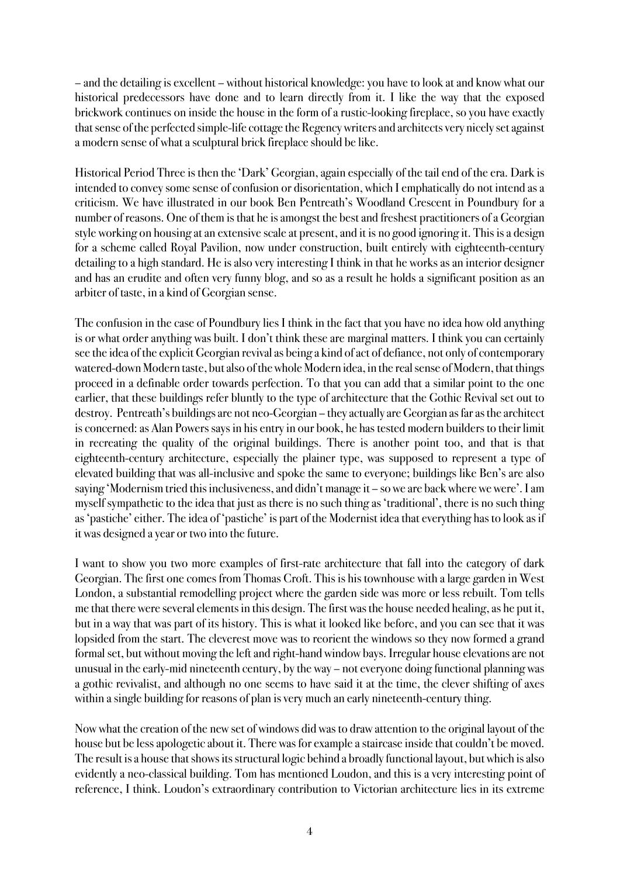– and the detailing is excellent – without historical knowledge: you have to look at and know what our historical predecessors have done and to learn directly from it. I like the way that the exposed brickwork continues on inside the house in the form of a rustic-looking fireplace, so you have exactly that sense of the perfected simple-life cottage the Regency writers and architects very nicely set against a modern sense of what a sculptural brick fireplace should be like.

Historical Period Three is then the 'Dark' Georgian, again especially of the tail end of the era. Dark is intended to convey some sense of confusion or disorientation, which I emphatically do not intend as a criticism. We have illustrated in our book Ben Pentreath's Woodland Crescent in Poundbury for a number of reasons. One of them is that he is amongst the best and freshest practitioners of a Georgian style working on housing at an extensive scale at present, and it is no good ignoring it. This is a design for a scheme called Royal Pavilion, now under construction, built entirely with eighteenth-century detailing to a high standard. He is also very interesting I think in that he works as an interior designer and has an erudite and often very funny blog, and so as a result he holds a significant position as an arbiter of taste, in a kind of Georgian sense.

The confusion in the case of Poundbury lies I think in the fact that you have no idea how old anything is or what order anything was built. I don't think these are marginal matters. I think you can certainly see the idea of the explicit Georgian revival as being a kind of act of defiance, not only of contemporary watered-down Modern taste, but also of the whole Modern idea, in the real sense of Modern, that things proceed in a definable order towards perfection. To that you can add that a similar point to the one earlier, that these buildings refer bluntly to the type of architecture that the Gothic Revival set out to destroy. Pentreath's buildings are not neo-Georgian – they actually are Georgian as far as the architect is concerned: as Alan Powers says in his entry in our book, he has tested modern builders to their limit in recreating the quality of the original buildings. There is another point too, and that is that eighteenth-century architecture, especially the plainer type, was supposed to represent a type of elevated building that was all-inclusive and spoke the same to everyone; buildings like Ben's are also saying 'Modernism tried this inclusiveness, and didn't manage it – so we are back where we were'. I am myself sympathetic to the idea that just as there is no such thing as 'traditional', there is no such thing as 'pastiche' either. The idea of 'pastiche' is part of the Modernist idea that everything has to look as if it was designed a year or two into the future.

I want to show you two more examples of first-rate architecture that fall into the category of dark Georgian. The first one comes from Thomas Croft. This is his townhouse with a large garden in West London, a substantial remodelling project where the garden side was more or less rebuilt. Tom tells me that there were several elements in this design. The first was the house needed healing, as he put it, but in a way that was part of its history. This is what it looked like before, and you can see that it was lopsided from the start. The cleverest move was to reorient the windows so they now formed a grand formal set, but without moving the left and right-hand window bays. Irregular house elevations are not unusual in the early-mid nineteenth century, by the way – not everyone doing functional planning was a gothic revivalist, and although no one seems to have said it at the time, the clever shifting of axes within a single building for reasons of plan is very much an early nineteenth-century thing.

Now what the creation of the new set of windows did was to draw attention to the original layout of the house but be less apologetic about it. There was for example a staircase inside that couldn't be moved. The result is a house that shows its structural logic behind a broadly functional layout, but which is also evidently a neo-classical building. Tom has mentioned Loudon, and this is a very interesting point of reference, I think. Loudon's extraordinary contribution to Victorian architecture lies in its extreme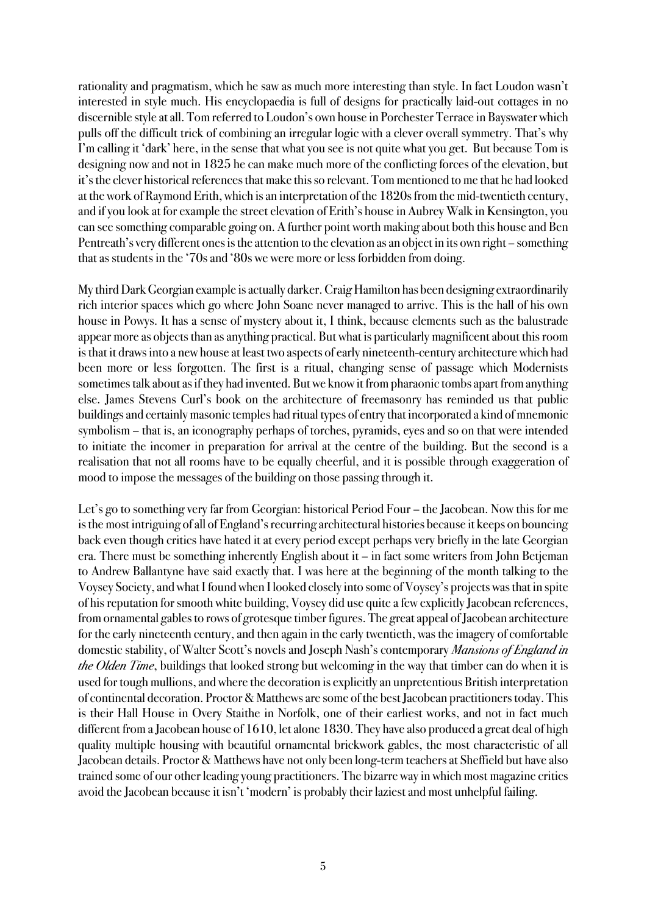rationality and pragmatism, which he saw as much more interesting than style. In fact Loudon wasn't interested in style much. His encyclopaedia is full of designs for practically laid-out cottages in no discernible style at all. Tom referred to Loudon's own house in Porchester Terrace in Bayswater which pulls off the difficult trick of combining an irregular logic with a clever overall symmetry. That's why I'm calling it 'dark' here, in the sense that what you see is not quite what you get. But because Tom is designing now and not in 1825 he can make much more of the conflicting forces of the elevation, but it's the clever historical references that make this so relevant. Tom mentioned to me that he had looked at the work of Raymond Erith, which is an interpretation of the 1820s from the mid-twentieth century, and if you look at for example the street elevation of Erith's house in Aubrey Walk in Kensington, you can see something comparable going on. A further point worth making about both this house and Ben Pentreath's very different ones is the attention to the elevation as an object in its own right – something that as students in the '70s and '80s we were more or less forbidden from doing.

My third Dark Georgian example is actually darker. Craig Hamilton has been designing extraordinarily rich interior spaces which go where John Soane never managed to arrive. This is the hall of his own house in Powys. It has a sense of mystery about it, I think, because elements such as the balustrade appear more as objects than as anything practical. But what is particularly magnificent about this room is that it draws into a new house at least two aspects of early nineteenth-century architecture which had been more or less forgotten. The first is a ritual, changing sense of passage which Modernists sometimes talk about as if they had invented. But we know it from pharaonic tombs apart from anything else. James Stevens Curl's book on the architecture of freemasonry has reminded us that public buildings and certainly masonic temples had ritual types of entry that incorporated a kind of mnemonic symbolism – that is, an iconography perhaps of torches, pyramids, eyes and so on that were intended to initiate the incomer in preparation for arrival at the centre of the building. But the second is a realisation that not all rooms have to be equally cheerful, and it is possible through exaggeration of mood to impose the messages of the building on those passing through it.

Let's go to something very far from Georgian: historical Period Four – the Jacobean. Now this for me is the most intriguing of all of England's recurring architectural histories because it keeps on bouncing back even though critics have hated it at every period except perhaps very briefly in the late Georgian era. There must be something inherently English about it – in fact some writers from John Betjeman to Andrew Ballantyne have said exactly that. I was here at the beginning of the month talking to the Voysey Society, and what I found when I looked closely into some of Voysey's projects was that in spite of his reputation for smooth white building, Voysey did use quite a few explicitly Jacobean references, from ornamental gables to rows of grotesque timber figures. The great appeal of Jacobean architecture for the early nineteenth century, and then again in the early twentieth, was the imagery of comfortable domestic stability, of Walter Scott's novels and Joseph Nash's contemporary *Mansions of England in the Olden Time*, buildings that looked strong but welcoming in the way that timber can do when it is used for tough mullions, and where the decoration is explicitly an unpretentious British interpretation of continental decoration. Proctor & Matthews are some of the best Jacobean practitioners today. This is their Hall House in Overy Staithe in Norfolk, one of their earliest works, and not in fact much different from a Jacobean house of 1610, let alone 1830. They have also produced a great deal of high quality multiple housing with beautiful ornamental brickwork gables, the most characteristic of all Jacobean details. Proctor & Matthews have not only been long-term teachers at Sheffield but have also trained some of our other leading young practitioners. The bizarre way in which most magazine critics avoid the Jacobean because it isn't 'modern' is probably their laziest and most unhelpful failing.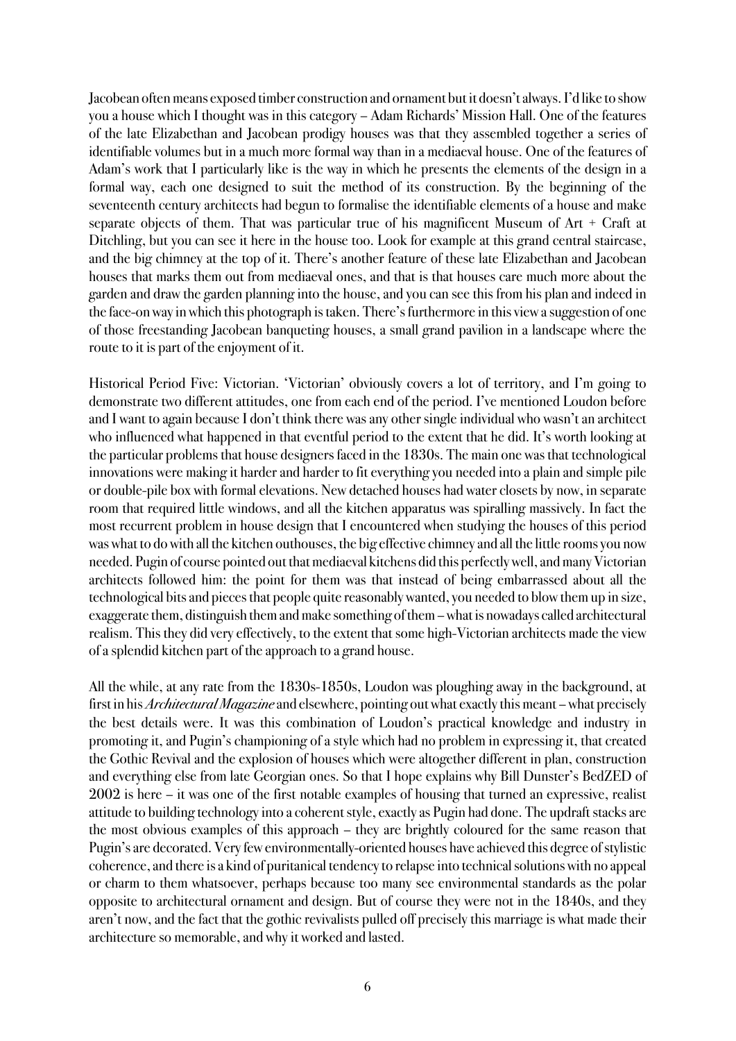Jacobean often means exposed timber construction and ornament but it doesn't always. I'd like to show you a house which I thought was in this category – Adam Richards' Mission Hall. One of the features of the late Elizabethan and Jacobean prodigy houses was that they assembled together a series of identifiable volumes but in a much more formal way than in a mediaeval house. One of the features of Adam's work that I particularly like is the way in which he presents the elements of the design in a formal way, each one designed to suit the method of its construction. By the beginning of the seventeenth century architects had begun to formalise the identifiable elements of a house and make separate objects of them. That was particular true of his magnificent Museum of Art + Craft at Ditchling, but you can see it here in the house too. Look for example at this grand central staircase, and the big chimney at the top of it. There's another feature of these late Elizabethan and Jacobean houses that marks them out from mediaeval ones, and that is that houses care much more about the garden and draw the garden planning into the house, and you can see this from his plan and indeed in the face-on way in which this photograph is taken. There's furthermore in this view a suggestion of one of those freestanding Jacobean banqueting houses, a small grand pavilion in a landscape where the route to it is part of the enjoyment of it.

Historical Period Five: Victorian. 'Victorian' obviously covers a lot of territory, and I'm going to demonstrate two different attitudes, one from each end of the period. I've mentioned Loudon before and I want to again because I don't think there was any other single individual who wasn't an architect who influenced what happened in that eventful period to the extent that he did. It's worth looking at the particular problems that house designers faced in the 1830s. The main one was that technological innovations were making it harder and harder to fit everything you needed into a plain and simple pile or double-pile box with formal elevations. New detached houses had water closets by now, in separate room that required little windows, and all the kitchen apparatus was spiralling massively. In fact the most recurrent problem in house design that I encountered when studying the houses of this period was what to do with all the kitchen outhouses, the big effective chimney and all the little rooms you now needed. Pugin of course pointed out that mediaeval kitchens did this perfectly well, and many Victorian architects followed him: the point for them was that instead of being embarrassed about all the technological bits and pieces that people quite reasonably wanted, you needed to blow them up in size, exaggerate them, distinguish them and make something of them – what is nowadays called architectural realism. This they did very effectively, to the extent that some high-Victorian architects made the view of a splendid kitchen part of the approach to a grand house.

All the while, at any rate from the 1830s-1850s, Loudon was ploughing away in the background, at first in his *Architectural Magazine* and elsewhere, pointing out what exactly this meant – what precisely the best details were. It was this combination of Loudon's practical knowledge and industry in promoting it, and Pugin's championing of a style which had no problem in expressing it, that created the Gothic Revival and the explosion of houses which were altogether different in plan, construction and everything else from late Georgian ones. So that I hope explains why Bill Dunster's BedZED of 2002 is here – it was one of the first notable examples of housing that turned an expressive, realist attitude to building technology into a coherent style, exactly as Pugin had done. The updraft stacks are the most obvious examples of this approach – they are brightly coloured for the same reason that Pugin's are decorated. Very few environmentally-oriented houses have achieved this degree of stylistic coherence, and there is a kind of puritanical tendency to relapse into technical solutions with no appeal or charm to them whatsoever, perhaps because too many see environmental standards as the polar opposite to architectural ornament and design. But of course they were not in the 1840s, and they aren't now, and the fact that the gothic revivalists pulled off precisely this marriage is what made their architecture so memorable, and why it worked and lasted.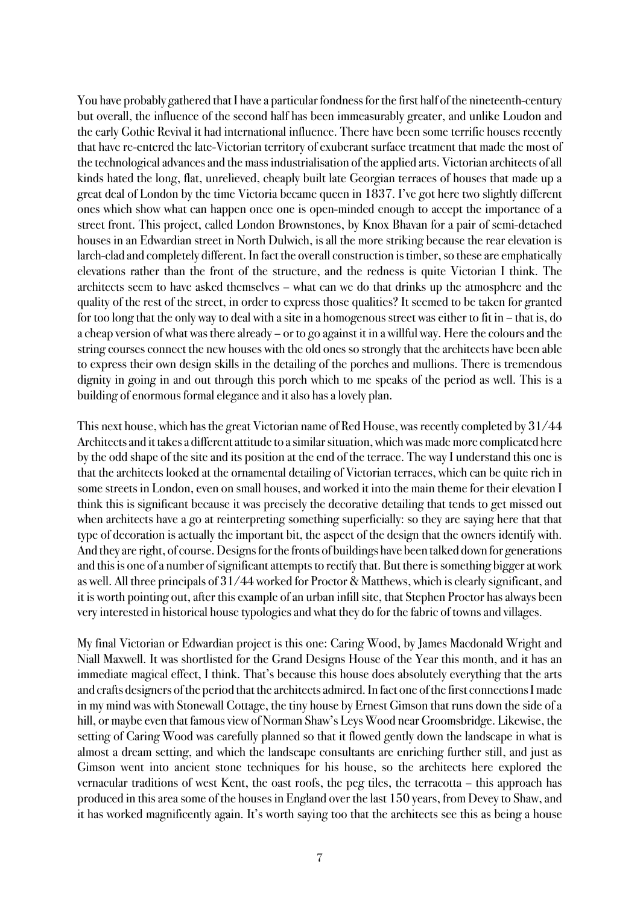You have probably gathered that I have a particular fondness for the first half of the nineteenth-century but overall, the influence of the second half has been immeasurably greater, and unlike Loudon and the early Gothic Revival it had international influence. There have been some terrific houses recently that have re-entered the late-Victorian territory of exuberant surface treatment that made the most of the technological advances and the mass industrialisation of the applied arts. Victorian architects of all kinds hated the long, flat, unrelieved, cheaply built late Georgian terraces of houses that made up a great deal of London by the time Victoria became queen in 1837. I've got here two slightly different ones which show what can happen once one is open-minded enough to accept the importance of a street front. This project, called London Brownstones, by Knox Bhavan for a pair of semi-detached houses in an Edwardian street in North Dulwich, is all the more striking because the rear elevation is larch-clad and completely different. In fact the overall construction is timber, so these are emphatically elevations rather than the front of the structure, and the redness is quite Victorian I think. The architects seem to have asked themselves – what can we do that drinks up the atmosphere and the quality of the rest of the street, in order to express those qualities? It seemed to be taken for granted for too long that the only way to deal with a site in a homogenous street was either to fit in – that is, do a cheap version of what was there already – or to go against it in a willful way. Here the colours and the string courses connect the new houses with the old ones so strongly that the architects have been able to express their own design skills in the detailing of the porches and mullions. There is tremendous dignity in going in and out through this porch which to me speaks of the period as well. This is a building of enormous formal elegance and it also has a lovely plan.

This next house, which has the great Victorian name of Red House, was recently completed by 31/44 Architects and it takes a different attitude to a similar situation, which was made more complicated here by the odd shape of the site and its position at the end of the terrace. The way I understand this one is that the architects looked at the ornamental detailing of Victorian terraces, which can be quite rich in some streets in London, even on small houses, and worked it into the main theme for their elevation I think this is significant because it was precisely the decorative detailing that tends to get missed out when architects have a go at reinterpreting something superficially: so they are saying here that that type of decoration is actually the important bit, the aspect of the design that the owners identify with. And they are right, of course. Designs for the fronts of buildings have been talked down for generations and this is one of a number of significant attempts to rectify that. But there is something bigger at work as well. All three principals of 31/44 worked for Proctor & Matthews, which is clearly significant, and it is worth pointing out, after this example of an urban infill site, that Stephen Proctor has always been very interested in historical house typologies and what they do for the fabric of towns and villages.

My final Victorian or Edwardian project is this one: Caring Wood, by James Macdonald Wright and Niall Maxwell. It was shortlisted for the Grand Designs House of the Year this month, and it has an immediate magical effect, I think. That's because this house does absolutely everything that the arts and crafts designers of the period that the architects admired. In fact one of the first connections I made in my mind was with Stonewall Cottage, the tiny house by Ernest Gimson that runs down the side of a hill, or maybe even that famous view of Norman Shaw's Leys Wood near Groomsbridge. Likewise, the setting of Caring Wood was carefully planned so that it flowed gently down the landscape in what is almost a dream setting, and which the landscape consultants are enriching further still, and just as Gimson went into ancient stone techniques for his house, so the architects here explored the vernacular traditions of west Kent, the oast roofs, the peg tiles, the terracotta – this approach has produced in this area some of the houses in England over the last 150 years, from Devey to Shaw, and it has worked magnificently again. It's worth saying too that the architects see this as being a house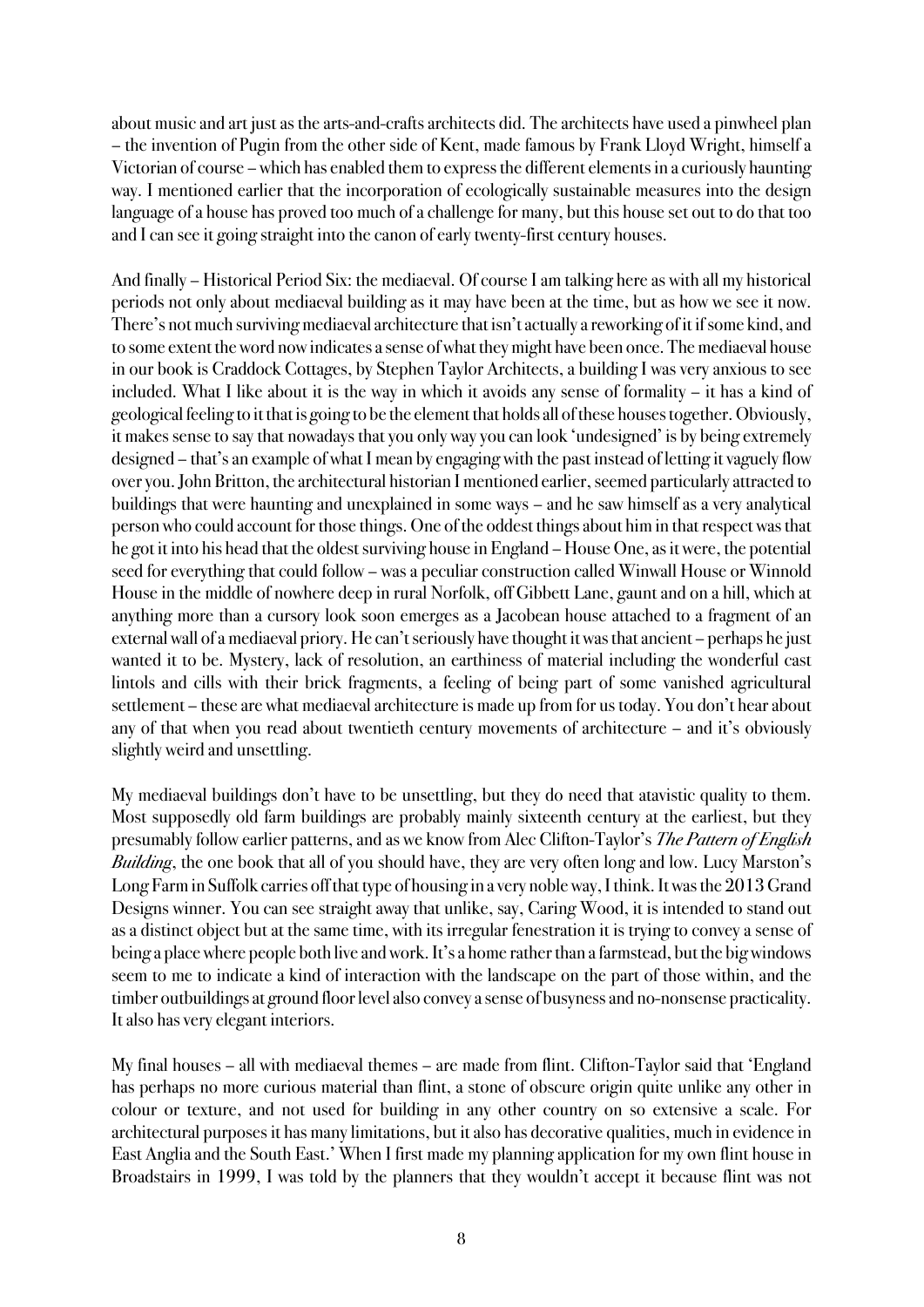about music and art just as the arts-and-crafts architects did. The architects have used a pinwheel plan – the invention of Pugin from the other side of Kent, made famous by Frank Lloyd Wright, himself a Victorian of course – which has enabled them to express the different elements in a curiously haunting way. I mentioned earlier that the incorporation of ecologically sustainable measures into the design language of a house has proved too much of a challenge for many, but this house set out to do that too and I can see it going straight into the canon of early twenty-first century houses.

And finally – Historical Period Six: the mediaeval. Of course I am talking here as with all my historical periods not only about mediaeval building as it may have been at the time, but as how we see it now. There's not much surviving mediaeval architecture that isn't actually a reworking of it if some kind, and to some extent the word now indicates a sense of what they might have been once. The mediaeval house in our book is Craddock Cottages, by Stephen Taylor Architects, a building I was very anxious to see included. What I like about it is the way in which it avoids any sense of formality – it has a kind of geological feeling to it that is going to be the element that holds all of these houses together. Obviously, it makes sense to say that nowadays that you only way you can look 'undesigned' is by being extremely designed – that's an example of what I mean by engaging with the past instead of letting it vaguely flow over you. John Britton, the architectural historian I mentioned earlier, seemed particularly attracted to buildings that were haunting and unexplained in some ways – and he saw himself as a very analytical person who could account for those things. One of the oddest things about him in that respect was that he got it into his head that the oldest surviving house in England – House One, as it were, the potential seed for everything that could follow – was a peculiar construction called Winwall House or Winnold House in the middle of nowhere deep in rural Norfolk, off Gibbett Lane, gaunt and on a hill, which at anything more than a cursory look soon emerges as a Jacobean house attached to a fragment of an external wall of a mediaeval priory. He can't seriously have thought it was that ancient – perhaps he just wanted it to be. Mystery, lack of resolution, an earthiness of material including the wonderful cast lintols and cills with their brick fragments, a feeling of being part of some vanished agricultural settlement – these are what mediaeval architecture is made up from for us today. You don't hear about any of that when you read about twentieth century movements of architecture – and it's obviously slightly weird and unsettling.

My mediaeval buildings don't have to be unsettling, but they do need that atavistic quality to them. Most supposedly old farm buildings are probably mainly sixteenth century at the earliest, but they presumably follow earlier patterns, and as we know from Alec Clifton-Taylor's *The Pattern of English Building*, the one book that all of you should have, they are very often long and low. Lucy Marston's Long Farm in Suffolk carries off that type of housing in a very noble way, I think. It was the 2013 Grand Designs winner. You can see straight away that unlike, say, Caring Wood, it is intended to stand out as a distinct object but at the same time, with its irregular fenestration it is trying to convey a sense of being a place where people both live and work. It's a home rather than a farmstead, but the big windows seem to me to indicate a kind of interaction with the landscape on the part of those within, and the timber outbuildings at ground floor level also convey a sense of busyness and no-nonsense practicality. It also has very elegant interiors.

My final houses – all with mediaeval themes – are made from flint. Clifton-Taylor said that 'England has perhaps no more curious material than flint, a stone of obscure origin quite unlike any other in colour or texture, and not used for building in any other country on so extensive a scale. For architectural purposes it has many limitations, but it also has decorative qualities, much in evidence in East Anglia and the South East.' When I first made my planning application for my own flint house in Broadstairs in 1999, I was told by the planners that they wouldn't accept it because flint was not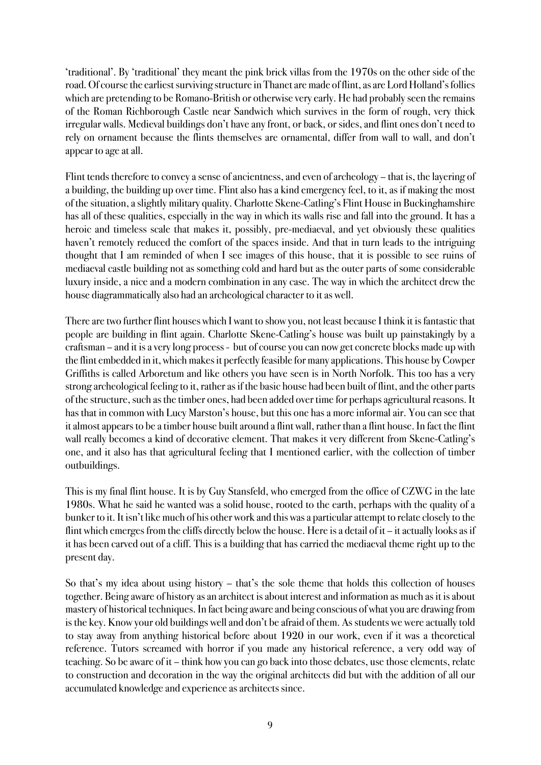'traditional'. By 'traditional' they meant the pink brick villas from the 1970s on the other side of the road. Of course the earliest surviving structure in Thanet are made of flint, as are Lord Holland's follies which are pretending to be Romano-British or otherwise very early. He had probably seen the remains of the Roman Richborough Castle near Sandwich which survives in the form of rough, very thick irregular walls. Medieval buildings don't have any front, or back, or sides, and flint ones don't need to rely on ornament because the flints themselves are ornamental, differ from wall to wall, and don't appear to age at all.

Flint tends therefore to convey a sense of ancientness, and even of archeology – that is, the layering of a building, the building up over time. Flint also has a kind emergency feel, to it, as if making the most of the situation, a slightly military quality. Charlotte Skene-Catling's Flint House in Buckinghamshire has all of these qualities, especially in the way in which its walls rise and fall into the ground. It has a heroic and timeless scale that makes it, possibly, pre-mediaeval, and yet obviously these qualities haven't remotely reduced the comfort of the spaces inside. And that in turn leads to the intriguing thought that I am reminded of when I see images of this house, that it is possible to see ruins of mediaeval castle building not as something cold and hard but as the outer parts of some considerable luxury inside, a nice and a modern combination in any case. The way in which the architect drew the house diagrammatically also had an archeological character to it as well.

There are two further flint houses which I want to show you, not least because I think it is fantastic that people are building in flint again. Charlotte Skene-Catling's house was built up painstakingly by a craftsman – and it is a very long process - but of course you can now get concrete blocks made up with the flint embedded in it, which makes it perfectly feasible for many applications. This house by Cowper Griffiths is called Arboretum and like others you have seen is in North Norfolk. This too has a very strong archeological feeling to it, rather as if the basic house had been built of flint, and the other parts of the structure, such as the timber ones, had been added over time for perhaps agricultural reasons. It has that in common with Lucy Marston's house, but this one has a more informal air. You can see that it almost appears to be a timber house built around a flint wall, rather than a flint house. In fact the flint wall really becomes a kind of decorative element. That makes it very different from Skene-Catling's one, and it also has that agricultural feeling that I mentioned earlier, with the collection of timber outbuildings.

This is my final flint house. It is by Guy Stansfeld, who emerged from the office of CZWG in the late 1980s. What he said he wanted was a solid house, rooted to the earth, perhaps with the quality of a bunker to it. It isn't like much of his other work and this was a particular attempt to relate closely to the flint which emerges from the cliffs directly below the house. Here is a detail of it – it actually looks as if it has been carved out of a cliff. This is a building that has carried the mediaeval theme right up to the present day.

So that's my idea about using history – that's the sole theme that holds this collection of houses together. Being aware of history as an architect is about interest and information as much as it is about mastery of historical techniques. In fact being aware and being conscious of what you are drawing from is the key. Know your old buildings well and don't be afraid of them. As students we were actually told to stay away from anything historical before about 1920 in our work, even if it was a theoretical reference. Tutors screamed with horror if you made any historical reference, a very odd way of teaching. So be aware of it – think how you can go back into those debates, use those elements, relate to construction and decoration in the way the original architects did but with the addition of all our accumulated knowledge and experience as architects since.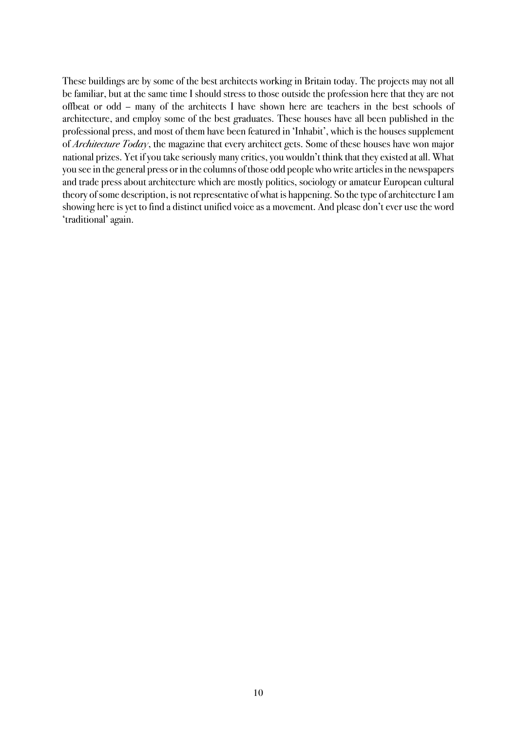These buildings are by some of the best architects working in Britain today. The projects may not all be familiar, but at the same time I should stress to those outside the profession here that they are not offbeat or odd – many of the architects I have shown here are teachers in the best schools of architecture, and employ some of the best graduates. These houses have all been published in the professional press, and most of them have been featured in 'Inhabit', which is the houses supplement of *Architecture Today*, the magazine that every architect gets. Some of these houses have won major national prizes. Yet if you take seriously many critics, you wouldn't think that they existed at all. What you see in the general press or in the columns of those odd people who write articles in the newspapers and trade press about architecture which are mostly politics, sociology or amateur European cultural theory of some description, is not representative of what is happening. So the type of architecture I am showing here is yet to find a distinct unified voice as a movement. And please don't ever use the word 'traditional' again.